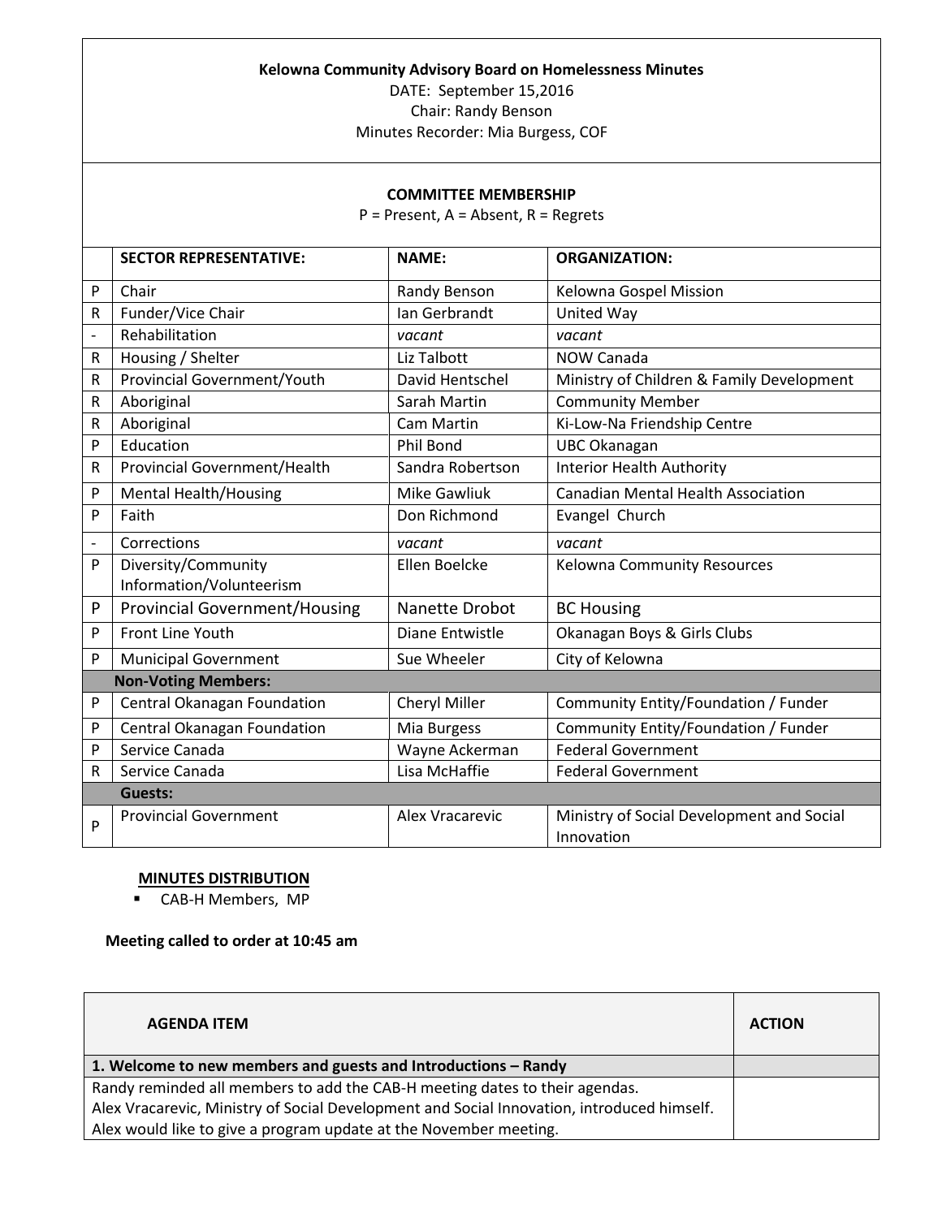**Kelowna Community Advisory Board on Homelessness Minutes**

DATE: September 15,2016

Chair: Randy Benson

Minutes Recorder: Mia Burgess, COF

**COMMITTEE MEMBERSHIP**

P = Present, A = Absent, R = Regrets

| | SECTOR REPRESENTATIVE: | NAME: | ORGANIZATION: |
|---|---|---|---|
| P | Chair | Randy Benson | Kelowna Gospel Mission |
| R | Funder/Vice Chair | Ian Gerbrandt | United Way |
| - | Rehabilitation | *vacant* | *vacant* |
| R | Housing / Shelter | Liz Talbott | NOW Canada |
| R | Provincial Government/Youth | David Hentschel | Ministry of Children & Family Development |
| R | Aboriginal | Sarah Martin | Community Member |
| R | Aboriginal | Cam Martin | Ki-Low-Na Friendship Centre |
| P | Education | Phil Bond | UBC Okanagan |
| R | Provincial Government/Health | Sandra Robertson | Interior Health Authority |
| P | Mental Health/Housing | Mike Gawliuk | Canadian Mental Health Association |
| P | Faith | Don Richmond | Evangel Church |
| - | Corrections | *vacant* | *vacant* |
| P | Diversity/Community Information/Volunteerism | Ellen Boelcke | Kelowna Community Resources |
| P | Provincial Government/Housing | Nanette Drobot | BC Housing |
| P | Front Line Youth | Diane Entwistle | Okanagan Boys & Girls Clubs |
| P | Municipal Government | Sue Wheeler | City of Kelowna |
| | **Non-Voting Members:** | | |
| P | Central Okanagan Foundation | Cheryl Miller | Community Entity/Foundation / Funder |
| P | Central Okanagan Foundation | Mia Burgess | Community Entity/Foundation / Funder |
| P | Service Canada | Wayne Ackerman | Federal Government |
| R | Service Canada | Lisa McHaffie | Federal Government |
| | **Guests:** | | |
| P | Provincial Government | Alex Vracarevic | Ministry of Social Development and Social Innovation |

**MINUTES DISTRIBUTION**

- CAB-H Members, MP

**Meeting called to order at 10:45 am**

| AGENDA ITEM | ACTION |
|---|---|
| **1. Welcome to new members and guests and Introductions – Randy** | |
| Randy reminded all members to add the CAB-H meeting dates to their agendas.<br>Alex Vracarevic, Ministry of Social Development and Social Innovation, introduced himself.<br>Alex would like to give a program update at the November meeting. | |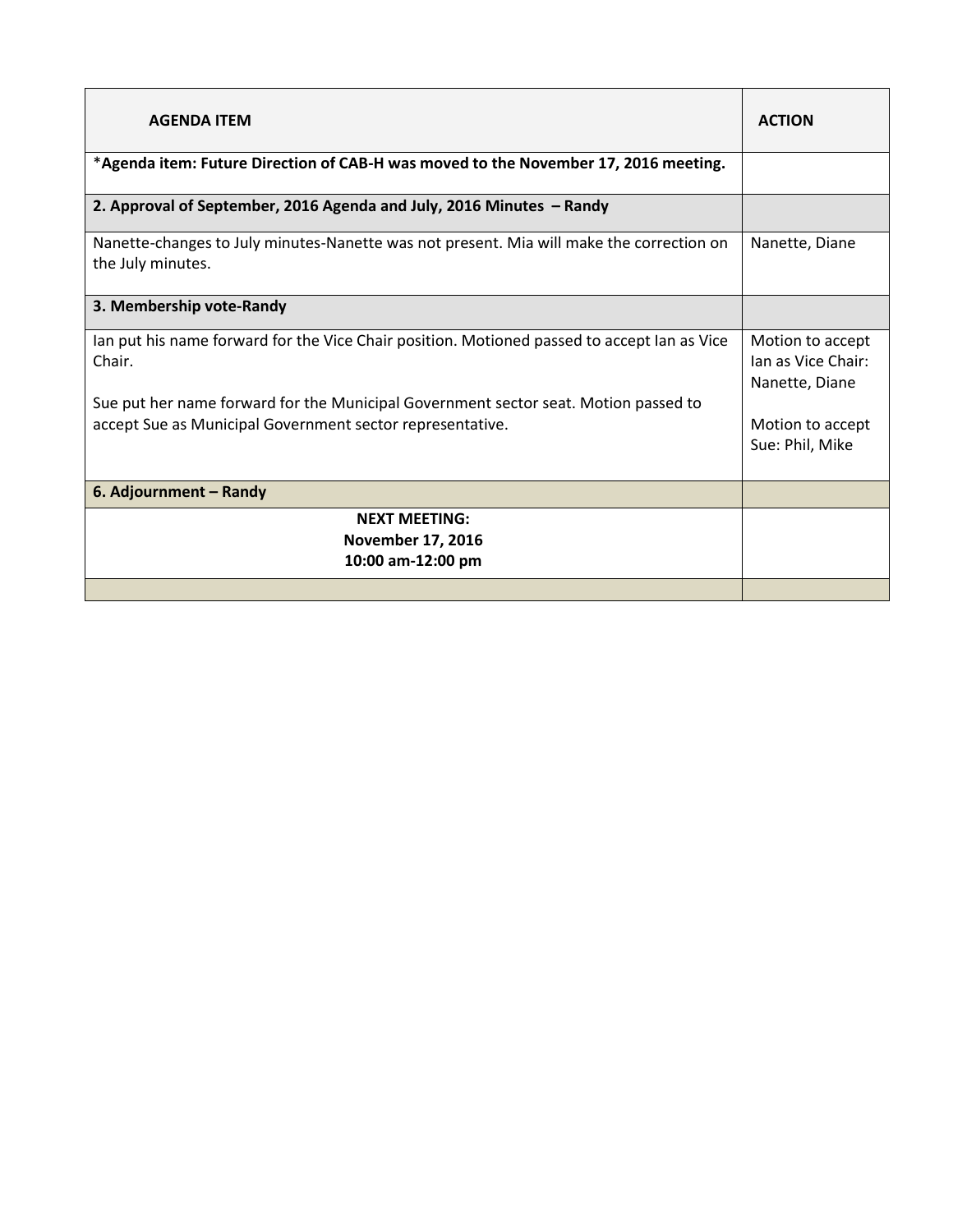| AGENDA ITEM | ACTION |
|---|---|
| ***Agenda item: Future Direction of CAB-H was moved to the November 17, 2016 meeting.** | |
| **2. Approval of September, 2016 Agenda and July, 2016 Minutes – Randy** | |
| Nanette-changes to July minutes-Nanette was not present. Mia will make the correction on the July minutes. | Nanette, Diane |
| **3. Membership vote-Randy** | |
| Ian put his name forward for the Vice Chair position. Motioned passed to accept Ian as Vice Chair.<br><br>Sue put her name forward for the Municipal Government sector seat. Motion passed to accept Sue as Municipal Government sector representative. | Motion to accept Ian as Vice Chair: Nanette, Diane<br><br>Motion to accept Sue: Phil, Mike |
| **6. Adjournment – Randy** | |
| **NEXT MEETING:**<br>**November 17, 2016**<br>**10:00 am-12:00 pm** | |
| | |